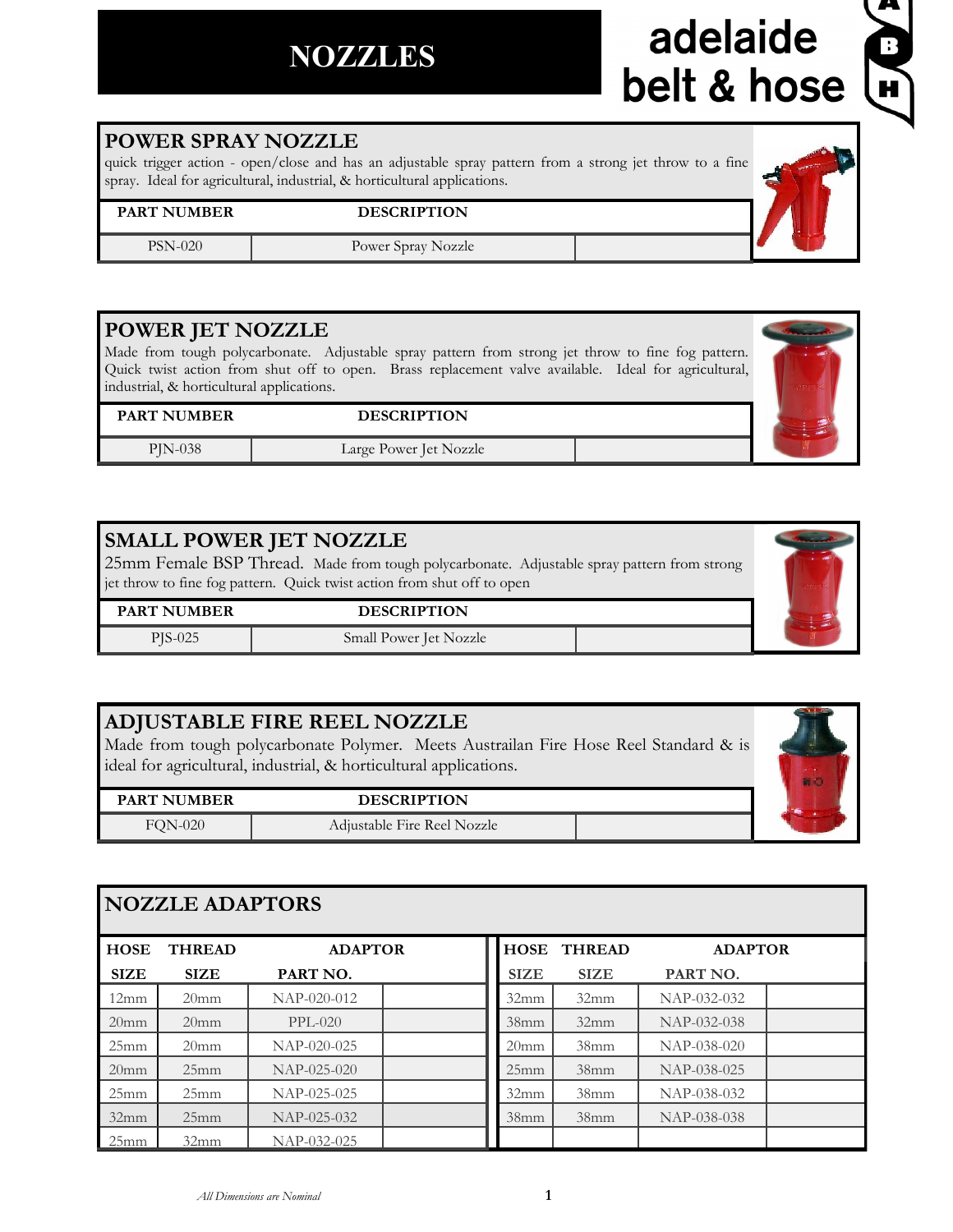# NOZZLES

adelaide belt & hose

## POWER SPRAY NOZZLE

quick trigger action - open/close and has an adjustable spray pattern from a strong jet throw to a fine spray. Ideal for agricultural, industrial, & horticultural applications.

| PART NUMBER | DESCRIPTION | |
|---|---|---|
| PSN-020 | Power Spray Nozzle | |

## POWER JET NOZZLE

Made from tough polycarbonate. Adjustable spray pattern from strong jet throw to fine fog pattern. Quick twist action from shut off to open. Brass replacement valve available. Ideal for agricultural, industrial, & horticultural applications.

| PART NUMBER | DESCRIPTION | |
|---|---|---|
| PJN-038 | Large Power Jet Nozzle | |

## SMALL POWER JET NOZZLE

25mm Female BSP Thread. Made from tough polycarbonate. Adjustable spray pattern from strong jet throw to fine fog pattern. Quick twist action from shut off to open

| PART NUMBER | DESCRIPTION | |
|---|---|---|
| PJS-025 | Small Power Jet Nozzle | |

## ADJUSTABLE FIRE REEL NOZZLE

Made from tough polycarbonate Polymer. Meets Austrailan Fire Hose Reel Standard & is ideal for agricultural, industrial, & horticultural applications.

| PART NUMBER | DESCRIPTION | |
|---|---|---|
| FQN-020 | Adjustable Fire Reel Nozzle | |

## NOZZLE ADAPTORS

| HOSE SIZE | THREAD SIZE | ADAPTOR PART NO. | |
|---|---|---|---|
| 12mm | 20mm | NAP-020-012 | |
| 20mm | 20mm | PPL-020 | |
| 25mm | 20mm | NAP-020-025 | |
| 20mm | 25mm | NAP-025-020 | |
| 25mm | 25mm | NAP-025-025 | |
| 32mm | 25mm | NAP-025-032 | |
| 25mm | 32mm | NAP-032-025 | |
| 32mm | 32mm | NAP-032-032 | |
| 38mm | 32mm | NAP-032-038 | |
| 20mm | 38mm | NAP-038-020 | |
| 25mm | 38mm | NAP-038-025 | |
| 32mm | 38mm | NAP-038-032 | |
| 38mm | 38mm | NAP-038-038 | |

*All Dimensions are Nominal*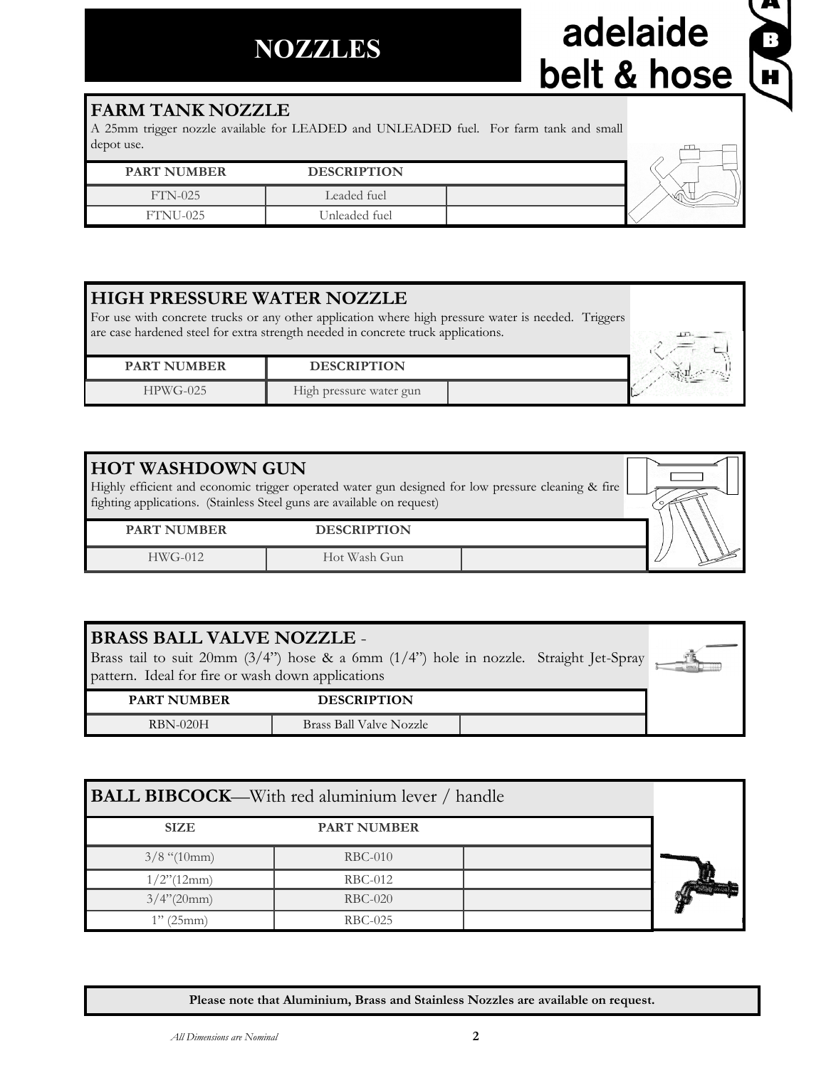# NOZZLES

## FARM TANK NOZZLE

A 25mm trigger nozzle available for LEADED and UNLEADED fuel. For farm tank and small depot use.

| PART NUMBER | DESCRIPTION | |
|---|---|---|
| FTN-025 | Leaded fuel | |
| FTNU-025 | Unleaded fuel | |

## HIGH PRESSURE WATER NOZZLE

For use with concrete trucks or any other application where high pressure water is needed. Triggers are case hardened steel for extra strength needed in concrete truck applications.

| PART NUMBER | DESCRIPTION | |
|---|---|---|
| HPWG-025 | High pressure water gun | |

## HOT WASHDOWN GUN

Highly efficient and economic trigger operated water gun designed for low pressure cleaning & fire fighting applications. (Stainless Steel guns are available on request)

| PART NUMBER | DESCRIPTION | |
|---|---|---|
| HWG-012 | Hot Wash Gun | |

## BRASS BALL VALVE NOZZLE -

Brass tail to suit 20mm (3/4") hose & a 6mm (1/4") hole in nozzle. Straight Jet-Spray pattern. Ideal for fire or wash down applications

| PART NUMBER | DESCRIPTION | |
|---|---|---|
| RBN-020H | Brass Ball Valve Nozzle | |

## BALL BIBCOCK—With red aluminium lever / handle

| SIZE | PART NUMBER | |
|---|---|---|
| 3/8 "(10mm) | RBC-010 | |
| 1/2"(12mm) | RBC-012 | |
| 3/4"(20mm) | RBC-020 | |
| 1" (25mm) | RBC-025 | |

**Please note that Aluminium, Brass and Stainless Nozzles are available on request.**

*All Dimensions are Nominal*